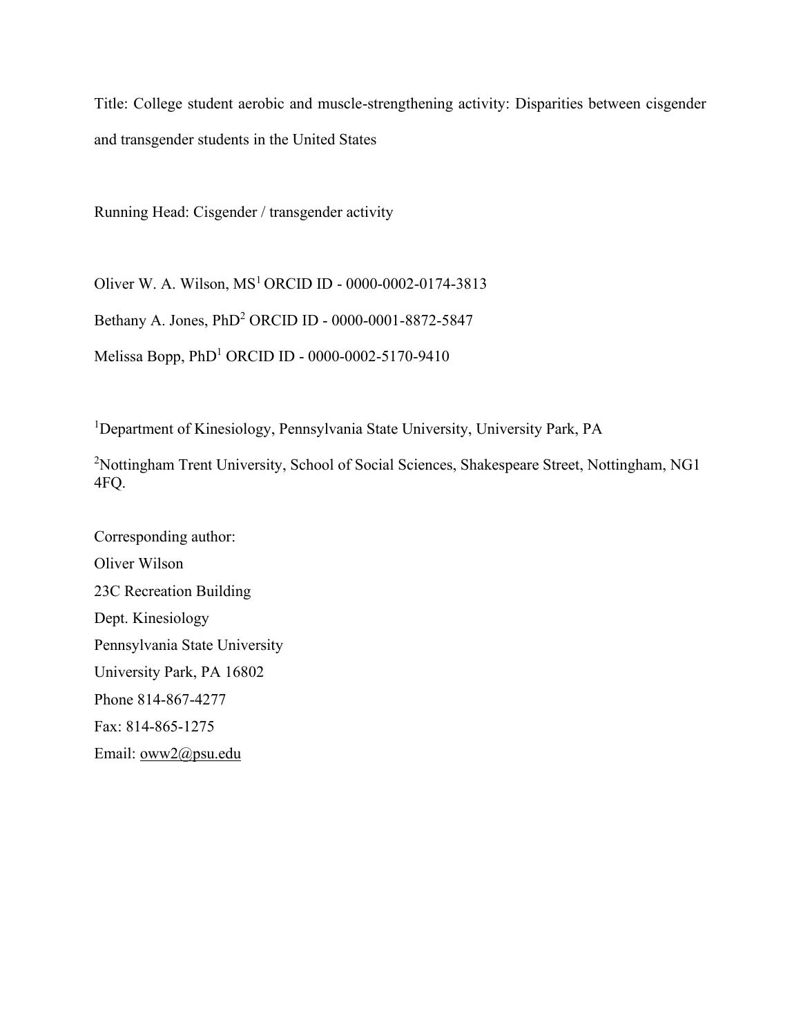Title: College student aerobic and muscle-strengthening activity: Disparities between cisgender and transgender students in the United States

Running Head: Cisgender / transgender activity

Oliver W. A. Wilson, MS[1] ORCID ID - 0000-0002-0174-3813

Bethany A. Jones, PhD[2] ORCID ID - 0000-0001-8872-5847

Melissa Bopp, PhD[1] ORCID ID - 0000-0002-5170-9410

[1]Department of Kinesiology, Pennsylvania State University, University Park, PA

[2]Nottingham Trent University, School of Social Sciences, Shakespeare Street, Nottingham, NG1 4FQ.

Corresponding author:
Oliver Wilson
23C Recreation Building
Dept. Kinesiology
Pennsylvania State University
University Park, PA 16802
Phone 814-867-4277
Fax: 814-865-1275
Email: oww2@psu.edu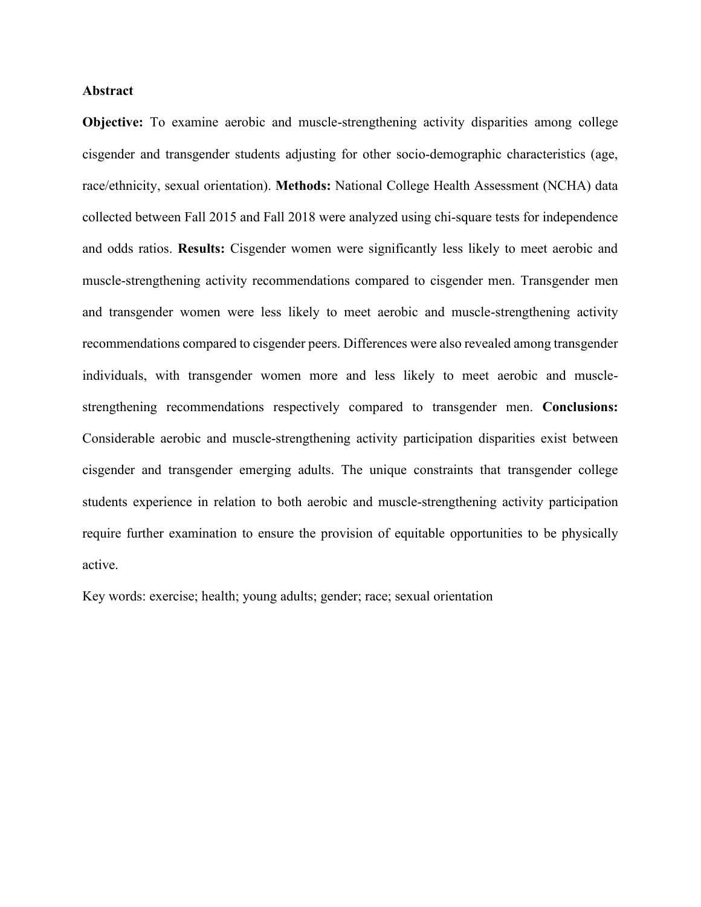## Abstract

**Objective:** To examine aerobic and muscle-strengthening activity disparities among college cisgender and transgender students adjusting for other socio-demographic characteristics (age, race/ethnicity, sexual orientation). **Methods:** National College Health Assessment (NCHA) data collected between Fall 2015 and Fall 2018 were analyzed using chi-square tests for independence and odds ratios. **Results:** Cisgender women were significantly less likely to meet aerobic and muscle-strengthening activity recommendations compared to cisgender men. Transgender men and transgender women were less likely to meet aerobic and muscle-strengthening activity recommendations compared to cisgender peers. Differences were also revealed among transgender individuals, with transgender women more and less likely to meet aerobic and muscle-strengthening recommendations respectively compared to transgender men. **Conclusions:** Considerable aerobic and muscle-strengthening activity participation disparities exist between cisgender and transgender emerging adults. The unique constraints that transgender college students experience in relation to both aerobic and muscle-strengthening activity participation require further examination to ensure the provision of equitable opportunities to be physically active.

Key words: exercise; health; young adults; gender; race; sexual orientation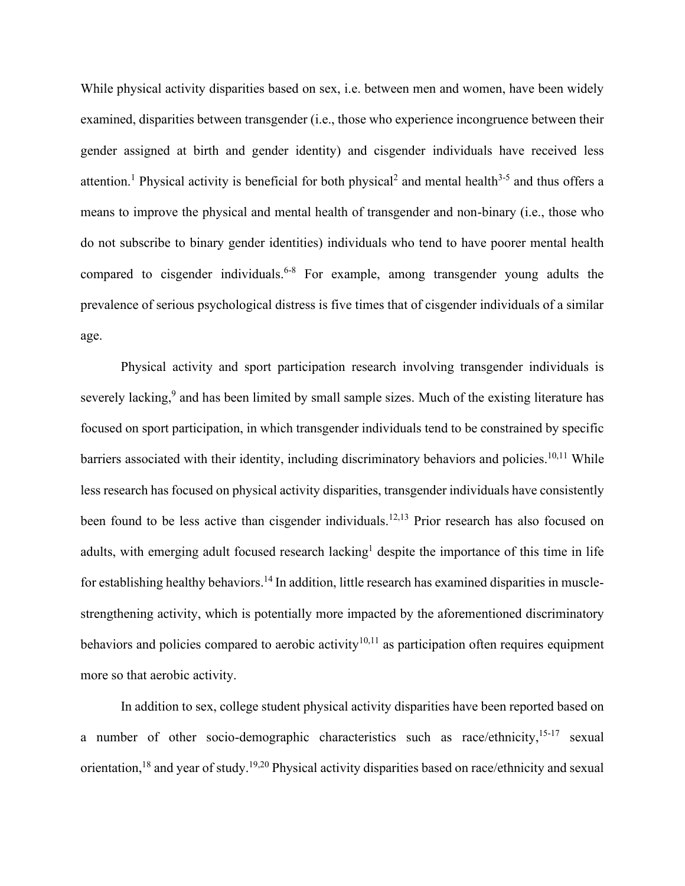While physical activity disparities based on sex, i.e. between men and women, have been widely examined, disparities between transgender (i.e., those who experience incongruence between their gender assigned at birth and gender identity) and cisgender individuals have received less attention.[1] Physical activity is beneficial for both physical[2] and mental health[3-5] and thus offers a means to improve the physical and mental health of transgender and non-binary (i.e., those who do not subscribe to binary gender identities) individuals who tend to have poorer mental health compared to cisgender individuals.[6-8] For example, among transgender young adults the prevalence of serious psychological distress is five times that of cisgender individuals of a similar age.

Physical activity and sport participation research involving transgender individuals is severely lacking,[9] and has been limited by small sample sizes. Much of the existing literature has focused on sport participation, in which transgender individuals tend to be constrained by specific barriers associated with their identity, including discriminatory behaviors and policies.[10,11] While less research has focused on physical activity disparities, transgender individuals have consistently been found to be less active than cisgender individuals.[12,13] Prior research has also focused on adults, with emerging adult focused research lacking[1] despite the importance of this time in life for establishing healthy behaviors.[14] In addition, little research has examined disparities in muscle-strengthening activity, which is potentially more impacted by the aforementioned discriminatory behaviors and policies compared to aerobic activity[10,11] as participation often requires equipment more so that aerobic activity.

In addition to sex, college student physical activity disparities have been reported based on a number of other socio-demographic characteristics such as race/ethnicity,[15-17] sexual orientation,[18] and year of study.[19,20] Physical activity disparities based on race/ethnicity and sexual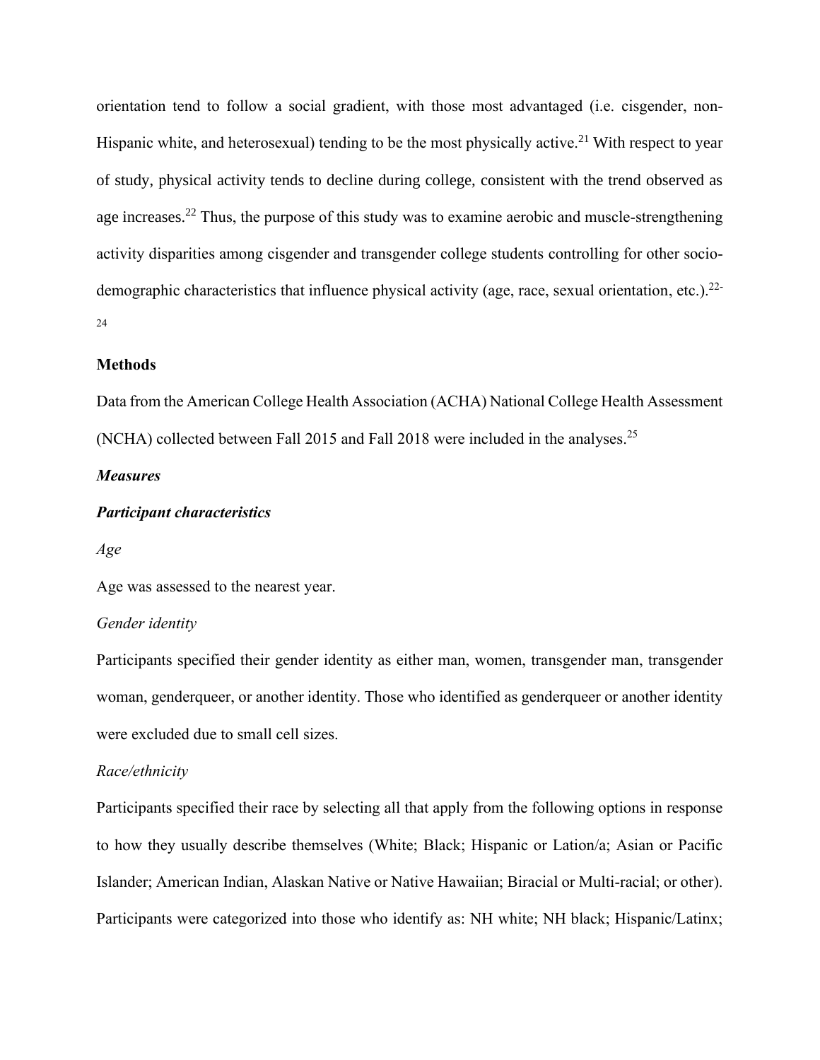orientation tend to follow a social gradient, with those most advantaged (i.e. cisgender, non-Hispanic white, and heterosexual) tending to be the most physically active.[21] With respect to year of study, physical activity tends to decline during college, consistent with the trend observed as age increases.[22] Thus, the purpose of this study was to examine aerobic and muscle-strengthening activity disparities among cisgender and transgender college students controlling for other socio-demographic characteristics that influence physical activity (age, race, sexual orientation, etc.).[22-24]

## Methods

Data from the American College Health Association (ACHA) National College Health Assessment (NCHA) collected between Fall 2015 and Fall 2018 were included in the analyses.[25]

### *Measures*

### *Participant characteristics*

*Age*

Age was assessed to the nearest year.

*Gender identity*

Participants specified their gender identity as either man, women, transgender man, transgender woman, genderqueer, or another identity. Those who identified as genderqueer or another identity were excluded due to small cell sizes.

*Race/ethnicity*

Participants specified their race by selecting all that apply from the following options in response to how they usually describe themselves (White; Black; Hispanic or Lation/a; Asian or Pacific Islander; American Indian, Alaskan Native or Native Hawaiian; Biracial or Multi-racial; or other). Participants were categorized into those who identify as: NH white; NH black; Hispanic/Latinx;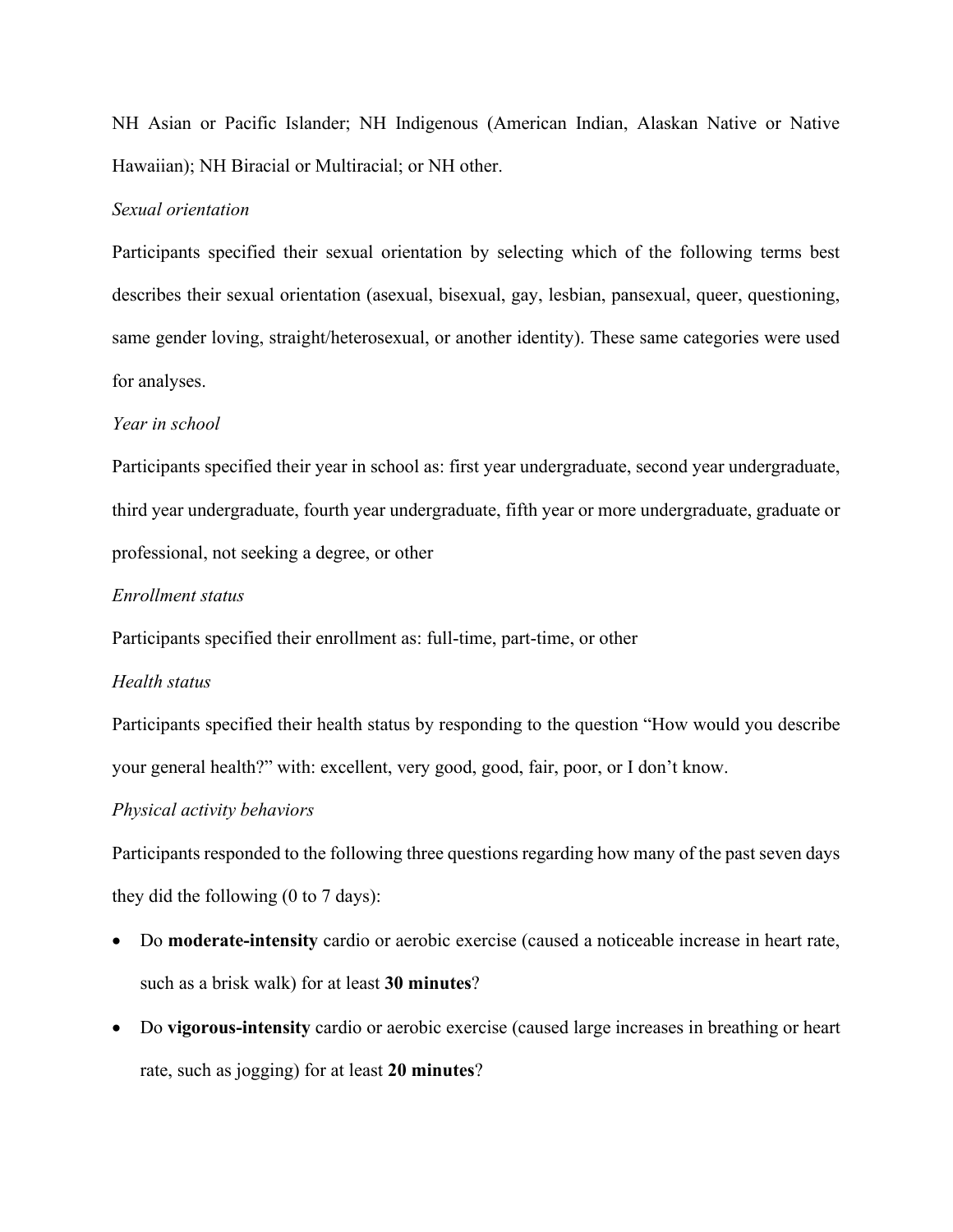NH Asian or Pacific Islander; NH Indigenous (American Indian, Alaskan Native or Native Hawaiian); NH Biracial or Multiracial; or NH other.

*Sexual orientation*

Participants specified their sexual orientation by selecting which of the following terms best describes their sexual orientation (asexual, bisexual, gay, lesbian, pansexual, queer, questioning, same gender loving, straight/heterosexual, or another identity). These same categories were used for analyses.

*Year in school*

Participants specified their year in school as: first year undergraduate, second year undergraduate, third year undergraduate, fourth year undergraduate, fifth year or more undergraduate, graduate or professional, not seeking a degree, or other

*Enrollment status*

Participants specified their enrollment as: full-time, part-time, or other

*Health status*

Participants specified their health status by responding to the question "How would you describe your general health?" with: excellent, very good, good, fair, poor, or I don't know.

*Physical activity behaviors*

Participants responded to the following three questions regarding how many of the past seven days they did the following (0 to 7 days):

- Do **moderate-intensity** cardio or aerobic exercise (caused a noticeable increase in heart rate, such as a brisk walk) for at least **30 minutes**?
- Do **vigorous-intensity** cardio or aerobic exercise (caused large increases in breathing or heart rate, such as jogging) for at least **20 minutes**?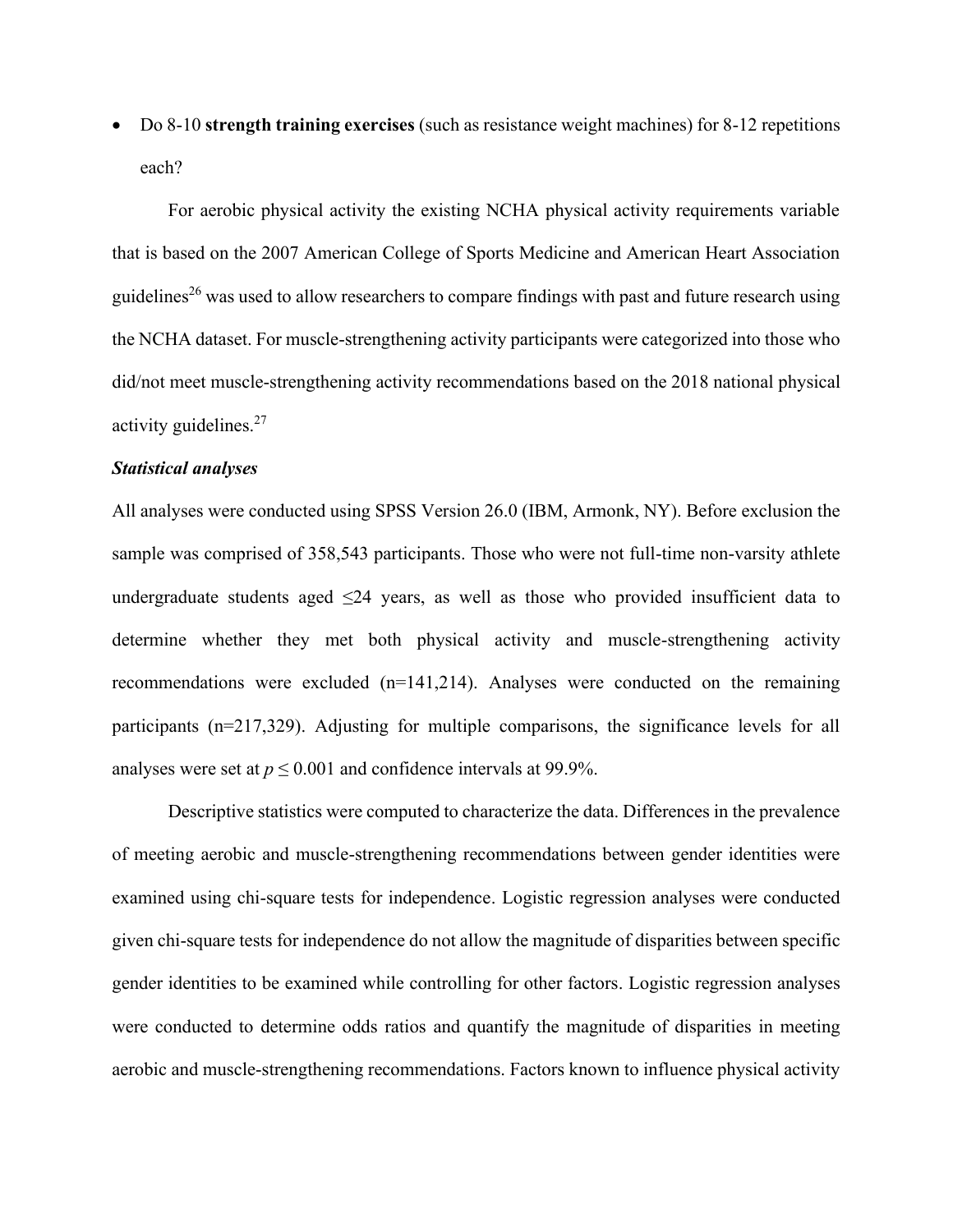- Do 8-10 **strength training exercises** (such as resistance weight machines) for 8-12 repetitions each?

For aerobic physical activity the existing NCHA physical activity requirements variable that is based on the 2007 American College of Sports Medicine and American Heart Association guidelines[26] was used to allow researchers to compare findings with past and future research using the NCHA dataset. For muscle-strengthening activity participants were categorized into those who did/not meet muscle-strengthening activity recommendations based on the 2018 national physical activity guidelines.[27]

***Statistical analyses***

All analyses were conducted using SPSS Version 26.0 (IBM, Armonk, NY). Before exclusion the sample was comprised of 358,543 participants. Those who were not full-time non-varsity athlete undergraduate students aged ≤24 years, as well as those who provided insufficient data to determine whether they met both physical activity and muscle-strengthening activity recommendations were excluded (n=141,214). Analyses were conducted on the remaining participants (n=217,329). Adjusting for multiple comparisons, the significance levels for all analyses were set at $p \leq 0.001$ and confidence intervals at 99.9%.

Descriptive statistics were computed to characterize the data. Differences in the prevalence of meeting aerobic and muscle-strengthening recommendations between gender identities were examined using chi-square tests for independence. Logistic regression analyses were conducted given chi-square tests for independence do not allow the magnitude of disparities between specific gender identities to be examined while controlling for other factors. Logistic regression analyses were conducted to determine odds ratios and quantify the magnitude of disparities in meeting aerobic and muscle-strengthening recommendations. Factors known to influence physical activity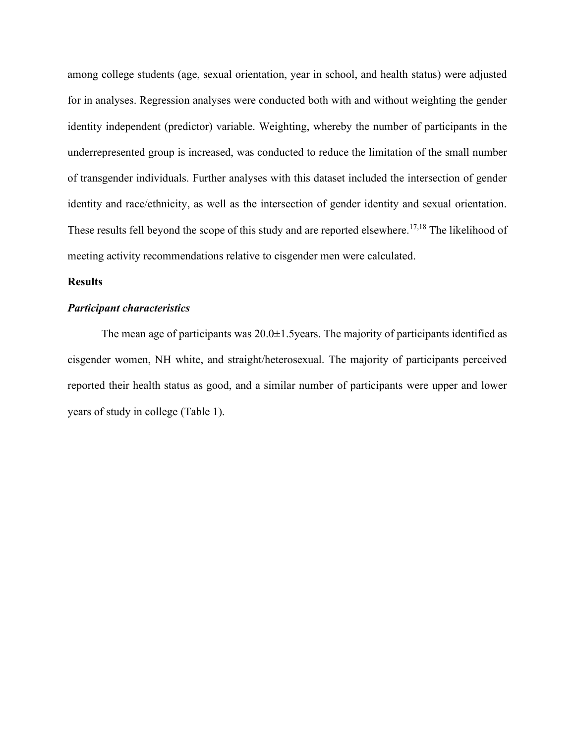among college students (age, sexual orientation, year in school, and health status) were adjusted for in analyses. Regression analyses were conducted both with and without weighting the gender identity independent (predictor) variable. Weighting, whereby the number of participants in the underrepresented group is increased, was conducted to reduce the limitation of the small number of transgender individuals. Further analyses with this dataset included the intersection of gender identity and race/ethnicity, as well as the intersection of gender identity and sexual orientation. These results fell beyond the scope of this study and are reported elsewhere.[17,18] The likelihood of meeting activity recommendations relative to cisgender men were calculated.

## Results

### ***Participant characteristics***

The mean age of participants was 20.0±1.5years. The majority of participants identified as cisgender women, NH white, and straight/heterosexual. The majority of participants perceived reported their health status as good, and a similar number of participants were upper and lower years of study in college (Table 1).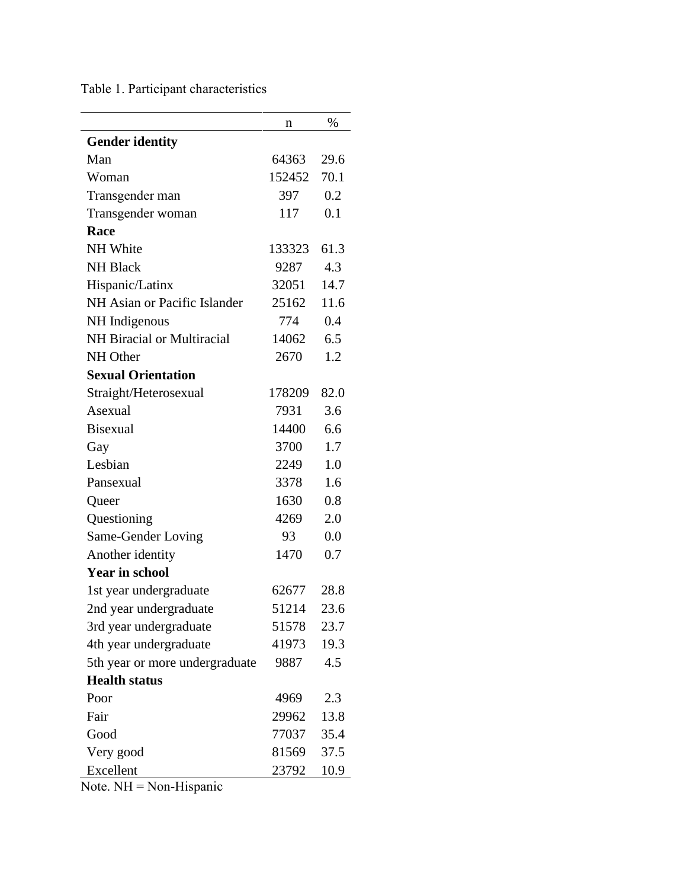Table 1. Participant characteristics

| | n | % |
|---|---|---|
| **Gender identity** | | |
| Man | 64363 | 29.6 |
| Woman | 152452 | 70.1 |
| Transgender man | 397 | 0.2 |
| Transgender woman | 117 | 0.1 |
| **Race** | | |
| NH White | 133323 | 61.3 |
| NH Black | 9287 | 4.3 |
| Hispanic/Latinx | 32051 | 14.7 |
| NH Asian or Pacific Islander | 25162 | 11.6 |
| NH Indigenous | 774 | 0.4 |
| NH Biracial or Multiracial | 14062 | 6.5 |
| NH Other | 2670 | 1.2 |
| **Sexual Orientation** | | |
| Straight/Heterosexual | 178209 | 82.0 |
| Asexual | 7931 | 3.6 |
| Bisexual | 14400 | 6.6 |
| Gay | 3700 | 1.7 |
| Lesbian | 2249 | 1.0 |
| Pansexual | 3378 | 1.6 |
| Queer | 1630 | 0.8 |
| Questioning | 4269 | 2.0 |
| Same-Gender Loving | 93 | 0.0 |
| Another identity | 1470 | 0.7 |
| **Year in school** | | |
| 1st year undergraduate | 62677 | 28.8 |
| 2nd year undergraduate | 51214 | 23.6 |
| 3rd year undergraduate | 51578 | 23.7 |
| 4th year undergraduate | 41973 | 19.3 |
| 5th year or more undergraduate | 9887 | 4.5 |
| **Health status** | | |
| Poor | 4969 | 2.3 |
| Fair | 29962 | 13.8 |
| Good | 77037 | 35.4 |
| Very good | 81569 | 37.5 |
| Excellent | 23792 | 10.9 |

Note. NH = Non-Hispanic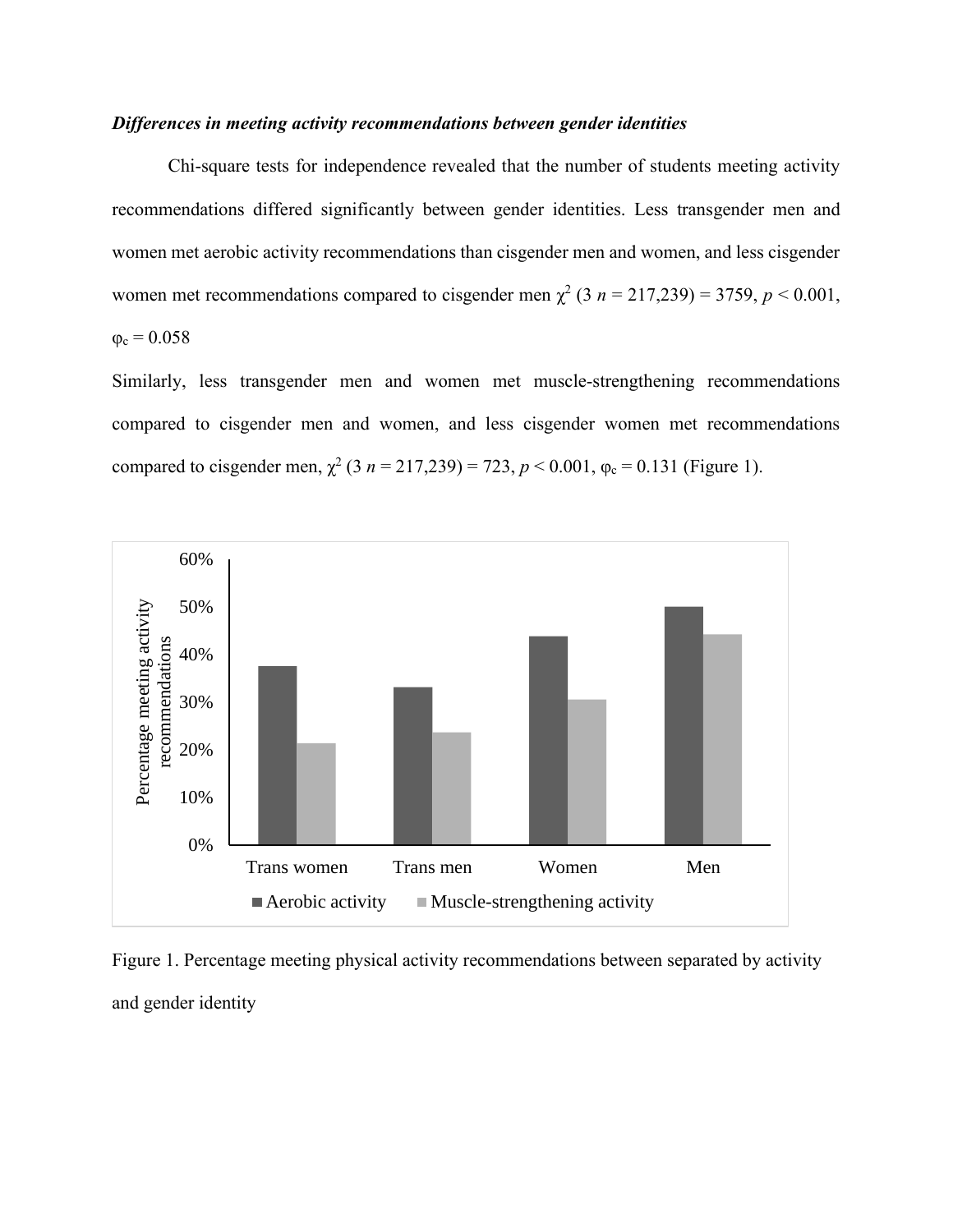***Differences in meeting activity recommendations between gender identities***

Chi-square tests for independence revealed that the number of students meeting activity recommendations differed significantly between gender identities. Less transgender men and women met aerobic activity recommendations than cisgender men and women, and less cisgender women met recommendations compared to cisgender men $\chi^2$ (3 $n$ = 217,239) = 3759, $p < 0.001$, $\varphi_c = 0.058$

Similarly, less transgender men and women met muscle-strengthening recommendations compared to cisgender men and women, and less cisgender women met recommendations compared to cisgender men, $\chi^2$ (3 $n$ = 217,239) = 723, $p < 0.001$, $\varphi_c = 0.131$ (Figure 1).

Figure 1. Percentage meeting physical activity recommendations between separated by activity and gender identity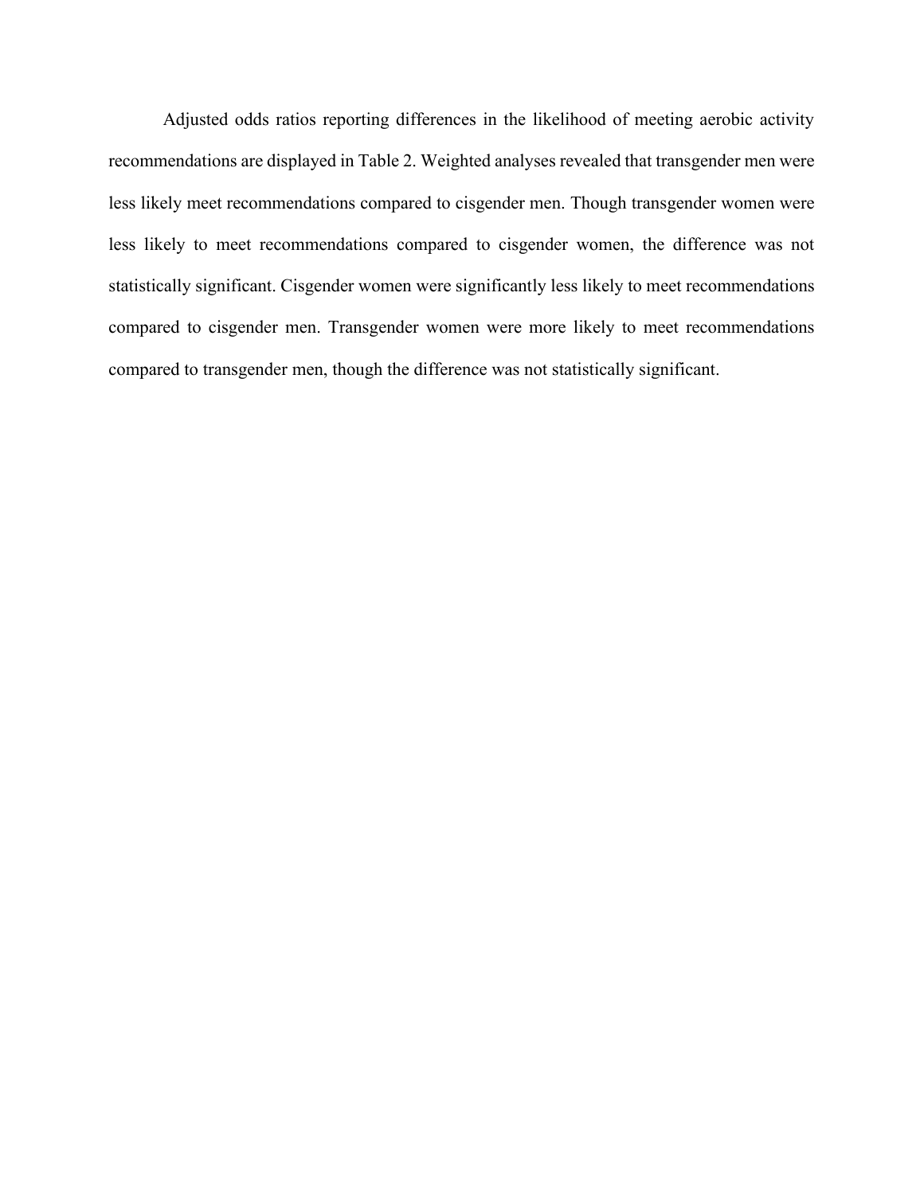Adjusted odds ratios reporting differences in the likelihood of meeting aerobic activity recommendations are displayed in Table 2. Weighted analyses revealed that transgender men were less likely meet recommendations compared to cisgender men. Though transgender women were less likely to meet recommendations compared to cisgender women, the difference was not statistically significant. Cisgender women were significantly less likely to meet recommendations compared to cisgender men. Transgender women were more likely to meet recommendations compared to transgender men, though the difference was not statistically significant.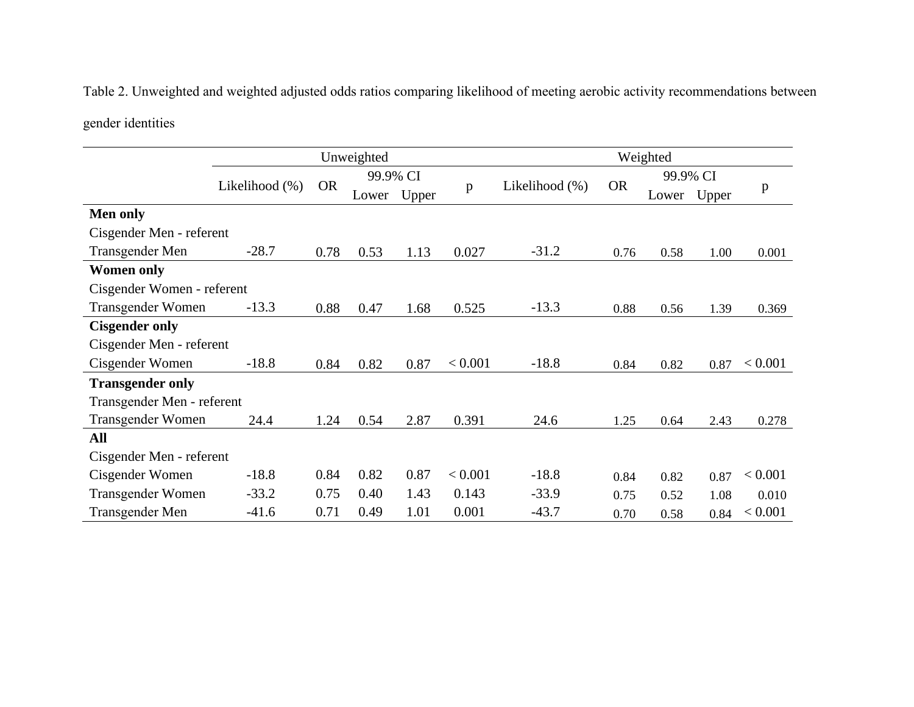Table 2. Unweighted and weighted adjusted odds ratios comparing likelihood of meeting aerobic activity recommendations between gender identities

| | Unweighted | | | | | Weighted | | | | |
|---|---|---|---|---|---|---|---|---|---|---|
| | Likelihood (%) | OR | 99.9% CI | | p | Likelihood (%) | OR | 99.9% CI | | p |
| | | | Lower | Upper | | | | Lower | Upper | |
| **Men only** | | | | | | | | | | |
| Cisgender Men - referent | | | | | | | | | | |
| Transgender Men | -28.7 | 0.78 | 0.53 | 1.13 | 0.027 | -31.2 | 0.76 | 0.58 | 1.00 | 0.001 |
| **Women only** | | | | | | | | | | |
| Cisgender Women - referent | | | | | | | | | | |
| Transgender Women | -13.3 | 0.88 | 0.47 | 1.68 | 0.525 | -13.3 | 0.88 | 0.56 | 1.39 | 0.369 |
| **Cisgender only** | | | | | | | | | | |
| Cisgender Men - referent | | | | | | | | | | |
| Cisgender Women | -18.8 | 0.84 | 0.82 | 0.87 | < 0.001 | -18.8 | 0.84 | 0.82 | 0.87 | < 0.001 |
| **Transgender only** | | | | | | | | | | |
| Transgender Men - referent | | | | | | | | | | |
| Transgender Women | 24.4 | 1.24 | 0.54 | 2.87 | 0.391 | 24.6 | 1.25 | 0.64 | 2.43 | 0.278 |
| **All** | | | | | | | | | | |
| Cisgender Men - referent | | | | | | | | | | |
| Cisgender Women | -18.8 | 0.84 | 0.82 | 0.87 | < 0.001 | -18.8 | 0.84 | 0.82 | 0.87 | < 0.001 |
| Transgender Women | -33.2 | 0.75 | 0.40 | 1.43 | 0.143 | -33.9 | 0.75 | 0.52 | 1.08 | 0.010 |
| Transgender Men | -41.6 | 0.71 | 0.49 | 1.01 | 0.001 | -43.7 | 0.70 | 0.58 | 0.84 | < 0.001 |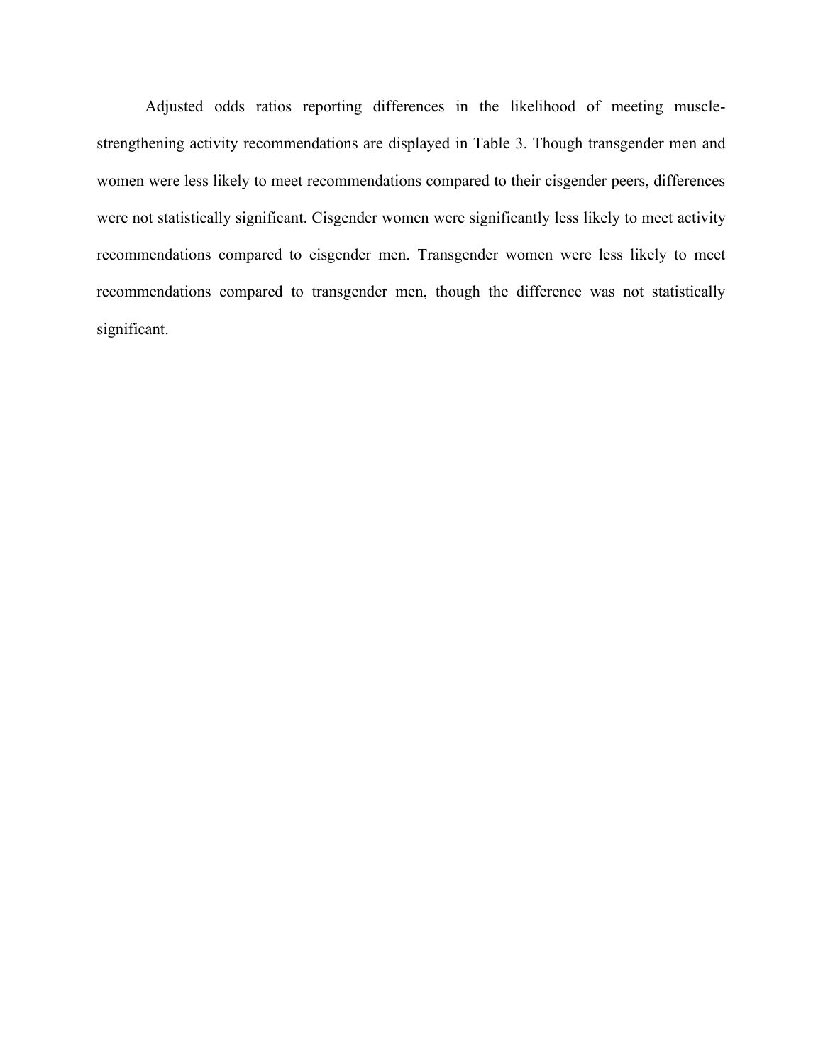Adjusted odds ratios reporting differences in the likelihood of meeting muscle-strengthening activity recommendations are displayed in Table 3. Though transgender men and women were less likely to meet recommendations compared to their cisgender peers, differences were not statistically significant. Cisgender women were significantly less likely to meet activity recommendations compared to cisgender men. Transgender women were less likely to meet recommendations compared to transgender men, though the difference was not statistically significant.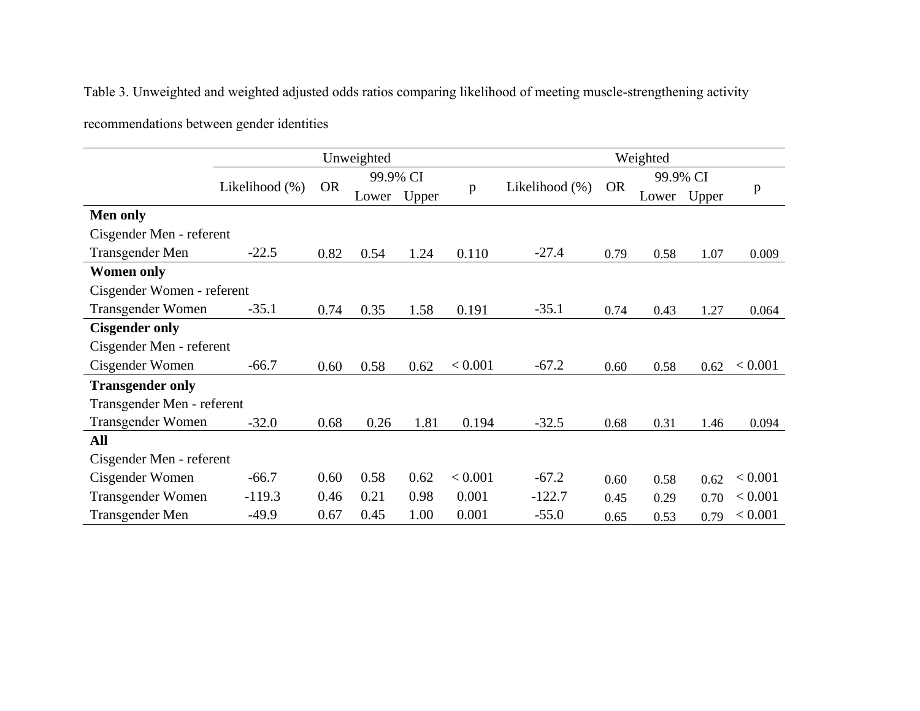Table 3. Unweighted and weighted adjusted odds ratios comparing likelihood of meeting muscle-strengthening activity recommendations between gender identities

| | Unweighted | | | | | Weighted | | | | |
|---|---|---|---|---|---|---|---|---|---|---|
| | Likelihood (%) | OR | 99.9% CI | | p | Likelihood (%) | OR | 99.9% CI | | p |
| | | | Lower | Upper | | | | Lower | Upper | |
| **Men only** | | | | | | | | | | |
| Cisgender Men - referent | | | | | | | | | | |
| Transgender Men | -22.5 | 0.82 | 0.54 | 1.24 | 0.110 | -27.4 | 0.79 | 0.58 | 1.07 | 0.009 |
| **Women only** | | | | | | | | | | |
| Cisgender Women - referent | | | | | | | | | | |
| Transgender Women | -35.1 | 0.74 | 0.35 | 1.58 | 0.191 | -35.1 | 0.74 | 0.43 | 1.27 | 0.064 |
| **Cisgender only** | | | | | | | | | | |
| Cisgender Men - referent | | | | | | | | | | |
| Cisgender Women | -66.7 | 0.60 | 0.58 | 0.62 | < 0.001 | -67.2 | 0.60 | 0.58 | 0.62 | < 0.001 |
| **Transgender only** | | | | | | | | | | |
| Transgender Men - referent | | | | | | | | | | |
| Transgender Women | -32.0 | 0.68 | 0.26 | 1.81 | 0.194 | -32.5 | 0.68 | 0.31 | 1.46 | 0.094 |
| **All** | | | | | | | | | | |
| Cisgender Men - referent | | | | | | | | | | |
| Cisgender Women | -66.7 | 0.60 | 0.58 | 0.62 | < 0.001 | -67.2 | 0.60 | 0.58 | 0.62 | < 0.001 |
| Transgender Women | -119.3 | 0.46 | 0.21 | 0.98 | 0.001 | -122.7 | 0.45 | 0.29 | 0.70 | < 0.001 |
| Transgender Men | -49.9 | 0.67 | 0.45 | 1.00 | 0.001 | -55.0 | 0.65 | 0.53 | 0.79 | < 0.001 |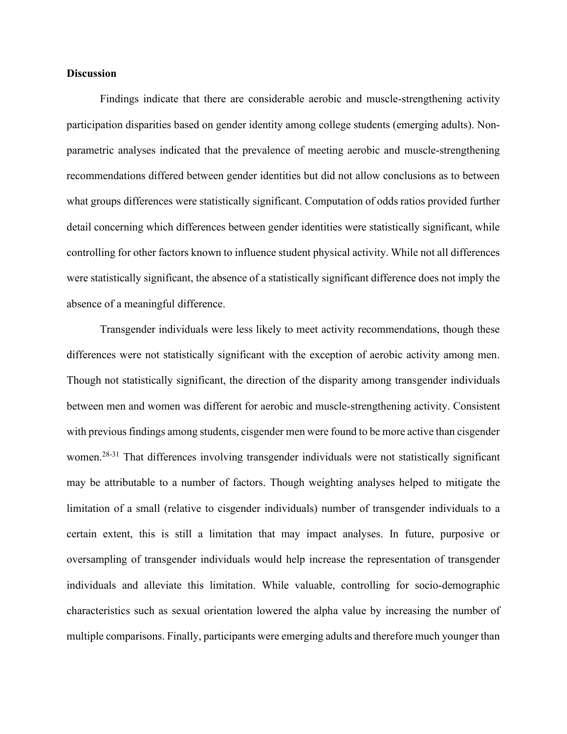**Discussion**

Findings indicate that there are considerable aerobic and muscle-strengthening activity participation disparities based on gender identity among college students (emerging adults). Non-parametric analyses indicated that the prevalence of meeting aerobic and muscle-strengthening recommendations differed between gender identities but did not allow conclusions as to between what groups differences were statistically significant. Computation of odds ratios provided further detail concerning which differences between gender identities were statistically significant, while controlling for other factors known to influence student physical activity. While not all differences were statistically significant, the absence of a statistically significant difference does not imply the absence of a meaningful difference.

Transgender individuals were less likely to meet activity recommendations, though these differences were not statistically significant with the exception of aerobic activity among men. Though not statistically significant, the direction of the disparity among transgender individuals between men and women was different for aerobic and muscle-strengthening activity. Consistent with previous findings among students, cisgender men were found to be more active than cisgender women.[28-31] That differences involving transgender individuals were not statistically significant may be attributable to a number of factors. Though weighting analyses helped to mitigate the limitation of a small (relative to cisgender individuals) number of transgender individuals to a certain extent, this is still a limitation that may impact analyses. In future, purposive or oversampling of transgender individuals would help increase the representation of transgender individuals and alleviate this limitation. While valuable, controlling for socio-demographic characteristics such as sexual orientation lowered the alpha value by increasing the number of multiple comparisons. Finally, participants were emerging adults and therefore much younger than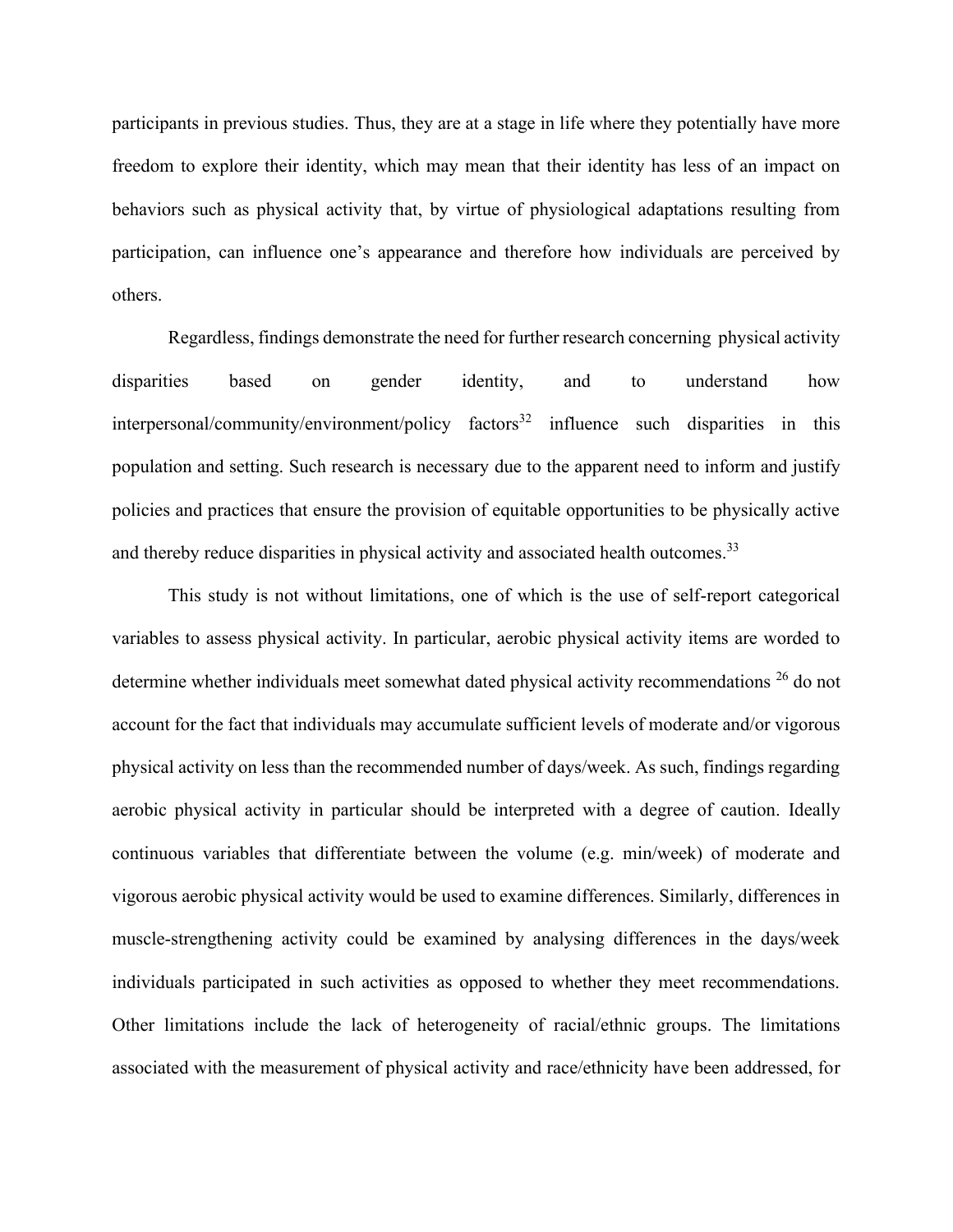participants in previous studies. Thus, they are at a stage in life where they potentially have more freedom to explore their identity, which may mean that their identity has less of an impact on behaviors such as physical activity that, by virtue of physiological adaptations resulting from participation, can influence one's appearance and therefore how individuals are perceived by others.

Regardless, findings demonstrate the need for further research concerning physical activity disparities based on gender identity, and to understand how interpersonal/community/environment/policy factors[32] influence such disparities in this population and setting. Such research is necessary due to the apparent need to inform and justify policies and practices that ensure the provision of equitable opportunities to be physically active and thereby reduce disparities in physical activity and associated health outcomes.[33]

This study is not without limitations, one of which is the use of self-report categorical variables to assess physical activity. In particular, aerobic physical activity items are worded to determine whether individuals meet somewhat dated physical activity recommendations [26] do not account for the fact that individuals may accumulate sufficient levels of moderate and/or vigorous physical activity on less than the recommended number of days/week. As such, findings regarding aerobic physical activity in particular should be interpreted with a degree of caution. Ideally continuous variables that differentiate between the volume (e.g. min/week) of moderate and vigorous aerobic physical activity would be used to examine differences. Similarly, differences in muscle-strengthening activity could be examined by analysing differences in the days/week individuals participated in such activities as opposed to whether they meet recommendations. Other limitations include the lack of heterogeneity of racial/ethnic groups. The limitations associated with the measurement of physical activity and race/ethnicity have been addressed, for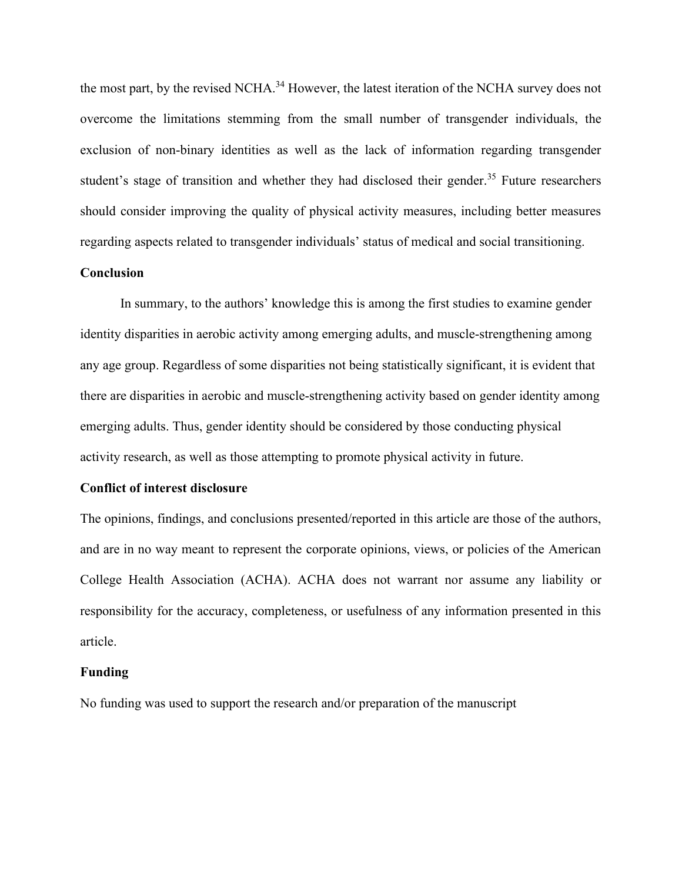the most part, by the revised NCHA.[34] However, the latest iteration of the NCHA survey does not overcome the limitations stemming from the small number of transgender individuals, the exclusion of non-binary identities as well as the lack of information regarding transgender student's stage of transition and whether they had disclosed their gender.[35] Future researchers should consider improving the quality of physical activity measures, including better measures regarding aspects related to transgender individuals' status of medical and social transitioning.

## Conclusion

In summary, to the authors' knowledge this is among the first studies to examine gender identity disparities in aerobic activity among emerging adults, and muscle-strengthening among any age group. Regardless of some disparities not being statistically significant, it is evident that there are disparities in aerobic and muscle-strengthening activity based on gender identity among emerging adults. Thus, gender identity should be considered by those conducting physical activity research, as well as those attempting to promote physical activity in future.

## Conflict of interest disclosure

The opinions, findings, and conclusions presented/reported in this article are those of the authors, and are in no way meant to represent the corporate opinions, views, or policies of the American College Health Association (ACHA). ACHA does not warrant nor assume any liability or responsibility for the accuracy, completeness, or usefulness of any information presented in this article.

## Funding

No funding was used to support the research and/or preparation of the manuscript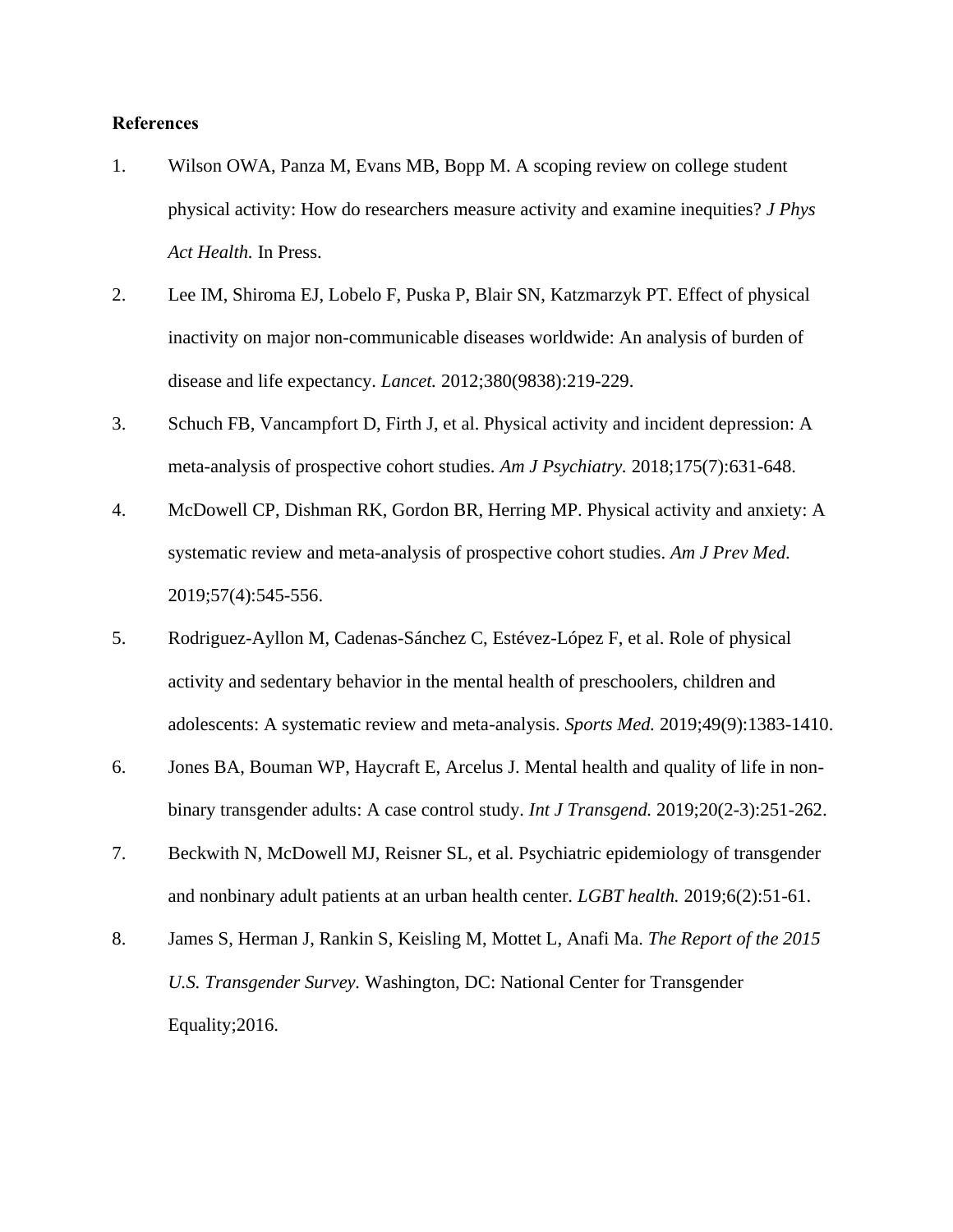**References**

1. Wilson OWA, Panza M, Evans MB, Bopp M. A scoping review on college student physical activity: How do researchers measure activity and examine inequities? *J Phys Act Health.* In Press.
2. Lee IM, Shiroma EJ, Lobelo F, Puska P, Blair SN, Katzmarzyk PT. Effect of physical inactivity on major non-communicable diseases worldwide: An analysis of burden of disease and life expectancy. *Lancet.* 2012;380(9838):219-229.
3. Schuch FB, Vancampfort D, Firth J, et al. Physical activity and incident depression: A meta-analysis of prospective cohort studies. *Am J Psychiatry.* 2018;175(7):631-648.
4. McDowell CP, Dishman RK, Gordon BR, Herring MP. Physical activity and anxiety: A systematic review and meta-analysis of prospective cohort studies. *Am J Prev Med.* 2019;57(4):545-556.
5. Rodriguez-Ayllon M, Cadenas-Sánchez C, Estévez-López F, et al. Role of physical activity and sedentary behavior in the mental health of preschoolers, children and adolescents: A systematic review and meta-analysis. *Sports Med.* 2019;49(9):1383-1410.
6. Jones BA, Bouman WP, Haycraft E, Arcelus J. Mental health and quality of life in non-binary transgender adults: A case control study. *Int J Transgend.* 2019;20(2-3):251-262.
7. Beckwith N, McDowell MJ, Reisner SL, et al. Psychiatric epidemiology of transgender and nonbinary adult patients at an urban health center. *LGBT health.* 2019;6(2):51-61.
8. James S, Herman J, Rankin S, Keisling M, Mottet L, Anafi Ma. *The Report of the 2015 U.S. Transgender Survey.* Washington, DC: National Center for Transgender Equality;2016.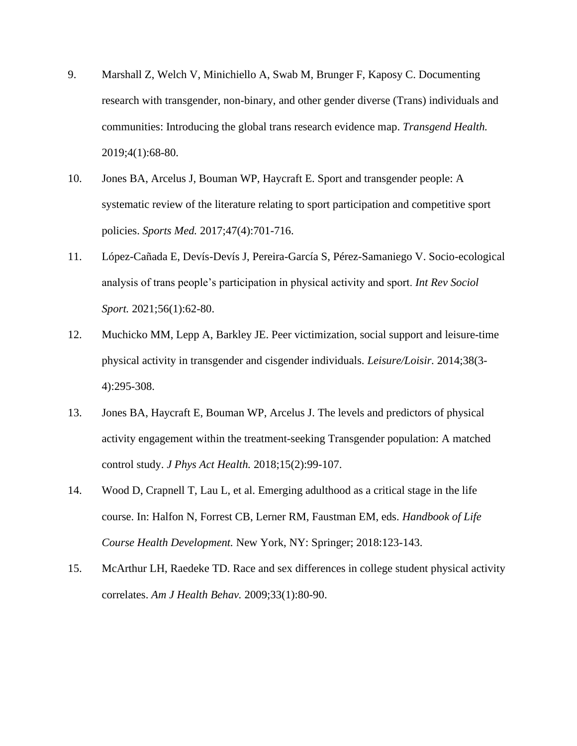9. Marshall Z, Welch V, Minichiello A, Swab M, Brunger F, Kaposy C. Documenting research with transgender, non-binary, and other gender diverse (Trans) individuals and communities: Introducing the global trans research evidence map. *Transgend Health.* 2019;4(1):68-80.

10. Jones BA, Arcelus J, Bouman WP, Haycraft E. Sport and transgender people: A systematic review of the literature relating to sport participation and competitive sport policies. *Sports Med.* 2017;47(4):701-716.

11. López-Cañada E, Devís-Devís J, Pereira-García S, Pérez-Samaniego V. Socio-ecological analysis of trans people's participation in physical activity and sport. *Int Rev Sociol Sport.* 2021;56(1):62-80.

12. Muchicko MM, Lepp A, Barkley JE. Peer victimization, social support and leisure-time physical activity in transgender and cisgender individuals. *Leisure/Loisir.* 2014;38(3-4):295-308.

13. Jones BA, Haycraft E, Bouman WP, Arcelus J. The levels and predictors of physical activity engagement within the treatment-seeking Transgender population: A matched control study. *J Phys Act Health.* 2018;15(2):99-107.

14. Wood D, Crapnell T, Lau L, et al. Emerging adulthood as a critical stage in the life course. In: Halfon N, Forrest CB, Lerner RM, Faustman EM, eds. *Handbook of Life Course Health Development.* New York, NY: Springer; 2018:123-143.

15. McArthur LH, Raedeke TD. Race and sex differences in college student physical activity correlates. *Am J Health Behav.* 2009;33(1):80-90.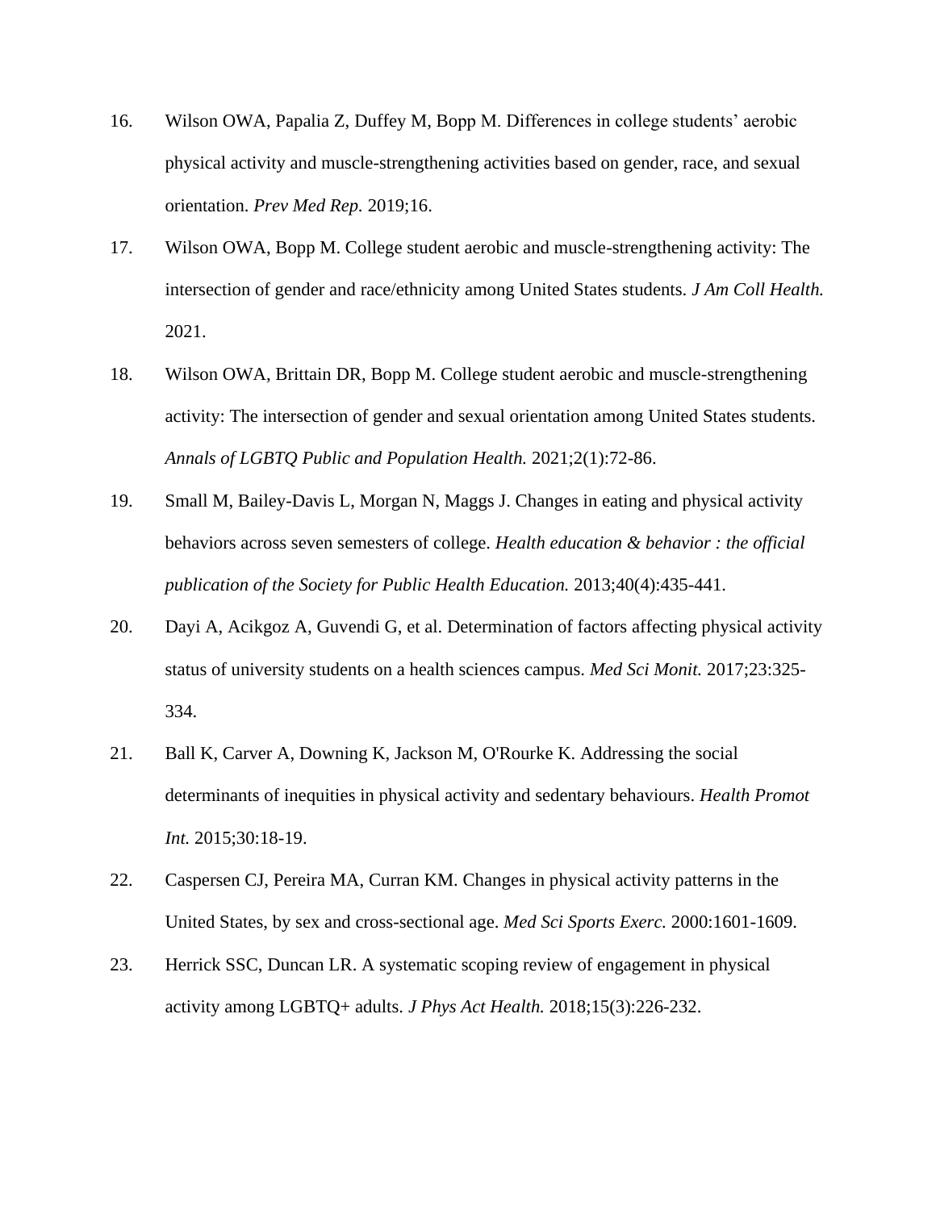16. Wilson OWA, Papalia Z, Duffey M, Bopp M. Differences in college students' aerobic physical activity and muscle-strengthening activities based on gender, race, and sexual orientation. *Prev Med Rep.* 2019;16.

17. Wilson OWA, Bopp M. College student aerobic and muscle-strengthening activity: The intersection of gender and race/ethnicity among United States students. *J Am Coll Health.* 2021.

18. Wilson OWA, Brittain DR, Bopp M. College student aerobic and muscle-strengthening activity: The intersection of gender and sexual orientation among United States students. *Annals of LGBTQ Public and Population Health.* 2021;2(1):72-86.

19. Small M, Bailey-Davis L, Morgan N, Maggs J. Changes in eating and physical activity behaviors across seven semesters of college. *Health education & behavior : the official publication of the Society for Public Health Education.* 2013;40(4):435-441.

20. Dayi A, Acikgoz A, Guvendi G, et al. Determination of factors affecting physical activity status of university students on a health sciences campus. *Med Sci Monit.* 2017;23:325-334.

21. Ball K, Carver A, Downing K, Jackson M, O'Rourke K. Addressing the social determinants of inequities in physical activity and sedentary behaviours. *Health Promot Int.* 2015;30:18-19.

22. Caspersen CJ, Pereira MA, Curran KM. Changes in physical activity patterns in the United States, by sex and cross-sectional age. *Med Sci Sports Exerc.* 2000:1601-1609.

23. Herrick SSC, Duncan LR. A systematic scoping review of engagement in physical activity among LGBTQ+ adults. *J Phys Act Health.* 2018;15(3):226-232.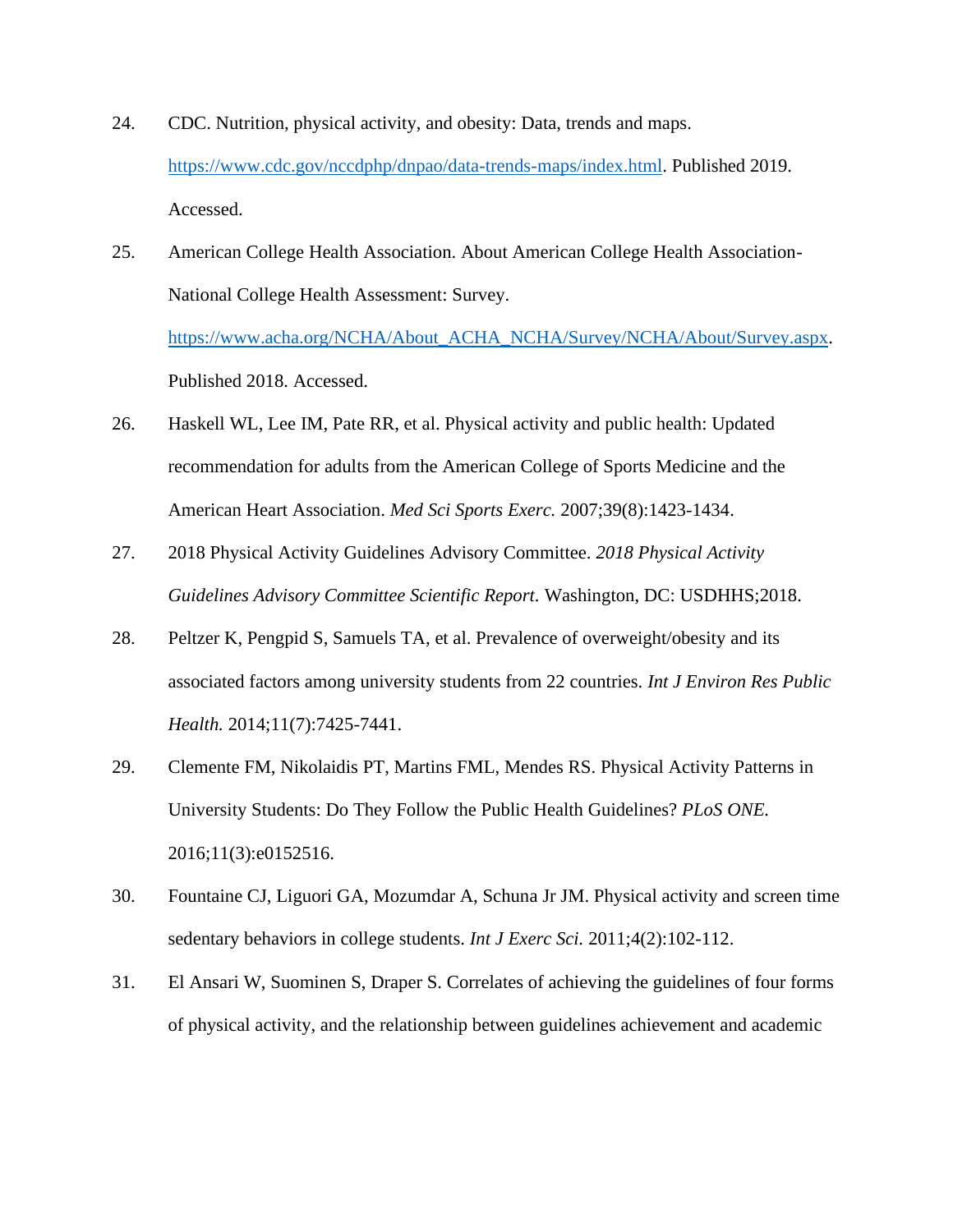24. CDC. Nutrition, physical activity, and obesity: Data, trends and maps. https://www.cdc.gov/nccdphp/dnpao/data-trends-maps/index.html. Published 2019. Accessed.

25. American College Health Association. About American College Health Association-National College Health Assessment: Survey. https://www.acha.org/NCHA/About_ACHA_NCHA/Survey/NCHA/About/Survey.aspx. Published 2018. Accessed.

26. Haskell WL, Lee IM, Pate RR, et al. Physical activity and public health: Updated recommendation for adults from the American College of Sports Medicine and the American Heart Association. *Med Sci Sports Exerc.* 2007;39(8):1423-1434.

27. 2018 Physical Activity Guidelines Advisory Committee. *2018 Physical Activity Guidelines Advisory Committee Scientific Report*. Washington, DC: USDHHS;2018.

28. Peltzer K, Pengpid S, Samuels TA, et al. Prevalence of overweight/obesity and its associated factors among university students from 22 countries. *Int J Environ Res Public Health.* 2014;11(7):7425-7441.

29. Clemente FM, Nikolaidis PT, Martins FML, Mendes RS. Physical Activity Patterns in University Students: Do They Follow the Public Health Guidelines? *PLoS ONE.* 2016;11(3):e0152516.

30. Fountaine CJ, Liguori GA, Mozumdar A, Schuna Jr JM. Physical activity and screen time sedentary behaviors in college students. *Int J Exerc Sci.* 2011;4(2):102-112.

31. El Ansari W, Suominen S, Draper S. Correlates of achieving the guidelines of four forms of physical activity, and the relationship between guidelines achievement and academic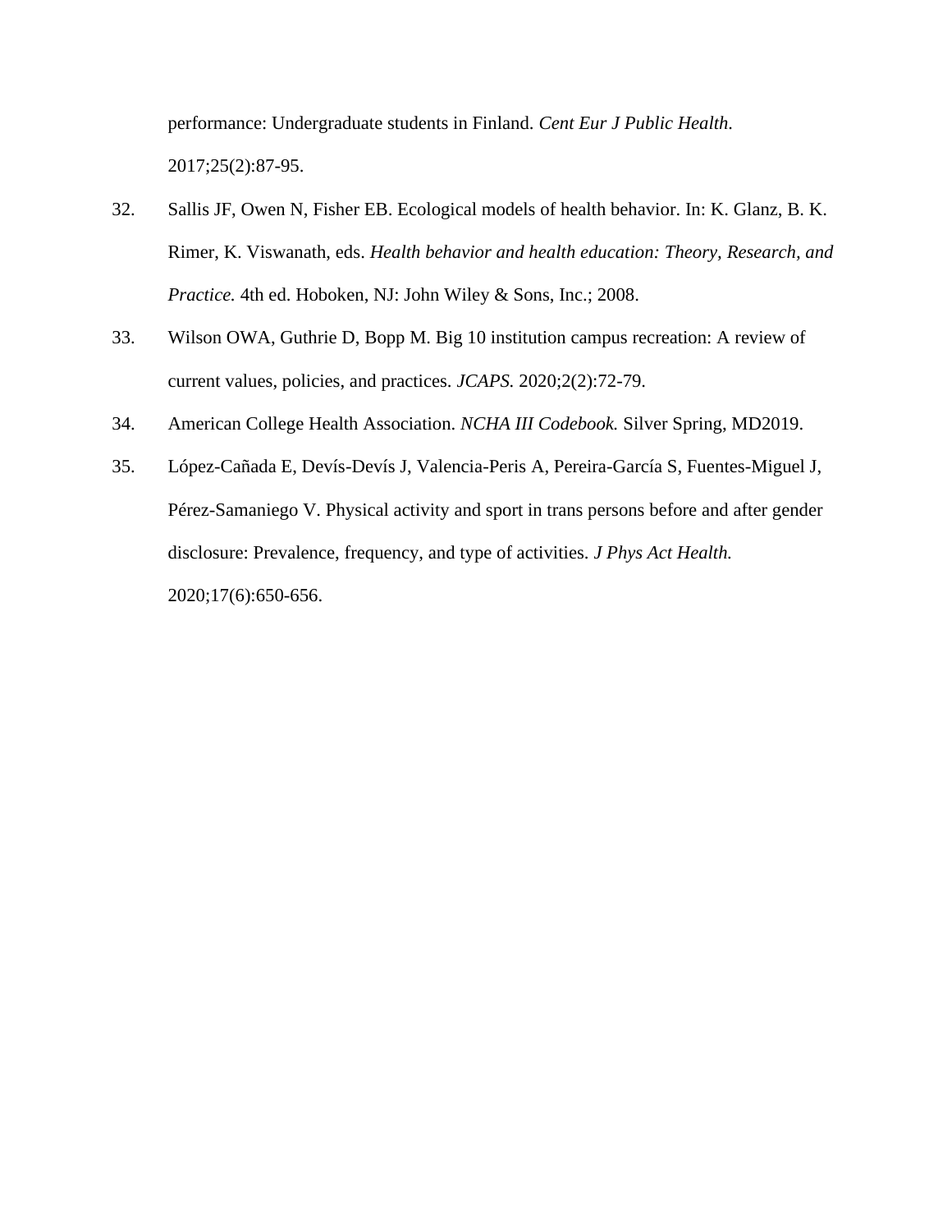performance: Undergraduate students in Finland. *Cent Eur J Public Health*. 2017;25(2):87-95.

32. Sallis JF, Owen N, Fisher EB. Ecological models of health behavior. In: K. Glanz, B. K. Rimer, K. Viswanath, eds. *Health behavior and health education: Theory, Research, and Practice.* 4th ed. Hoboken, NJ: John Wiley & Sons, Inc.; 2008.

33. Wilson OWA, Guthrie D, Bopp M. Big 10 institution campus recreation: A review of current values, policies, and practices. *JCAPS.* 2020;2(2):72-79.

34. American College Health Association. *NCHA III Codebook.* Silver Spring, MD2019.

35. López-Cañada E, Devís-Devís J, Valencia-Peris A, Pereira-García S, Fuentes-Miguel J, Pérez-Samaniego V. Physical activity and sport in trans persons before and after gender disclosure: Prevalence, frequency, and type of activities. *J Phys Act Health.* 2020;17(6):650-656.